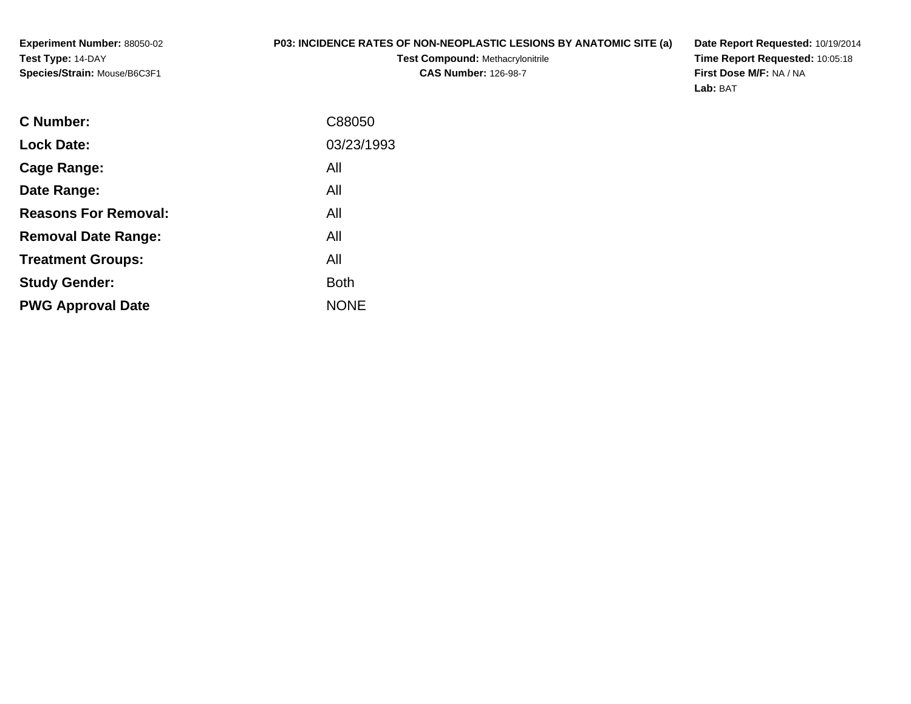**Experiment Number:** 88050-02
**Test Type:** 14-DAY
**Species/Strain:** Mouse/B6C3F1

**P03: INCIDENCE RATES OF NON-NEOPLASTIC LESIONS BY ANATOMIC SITE (a)**
**Test Compound:** Methacrylonitrile
**CAS Number:** 126-98-7

**Date Report Requested:** 10/19/2014
**Time Report Requested:** 10:05:18
**First Dose M/F:** NA / NA
**Lab:** BAT

| | |
|---|---|
| **C Number:** | C88050 |
| **Lock Date:** | 03/23/1993 |
| **Cage Range:** | All |
| **Date Range:** | All |
| **Reasons For Removal:** | All |
| **Removal Date Range:** | All |
| **Treatment Groups:** | All |
| **Study Gender:** | Both |
| **PWG Approval Date** | NONE |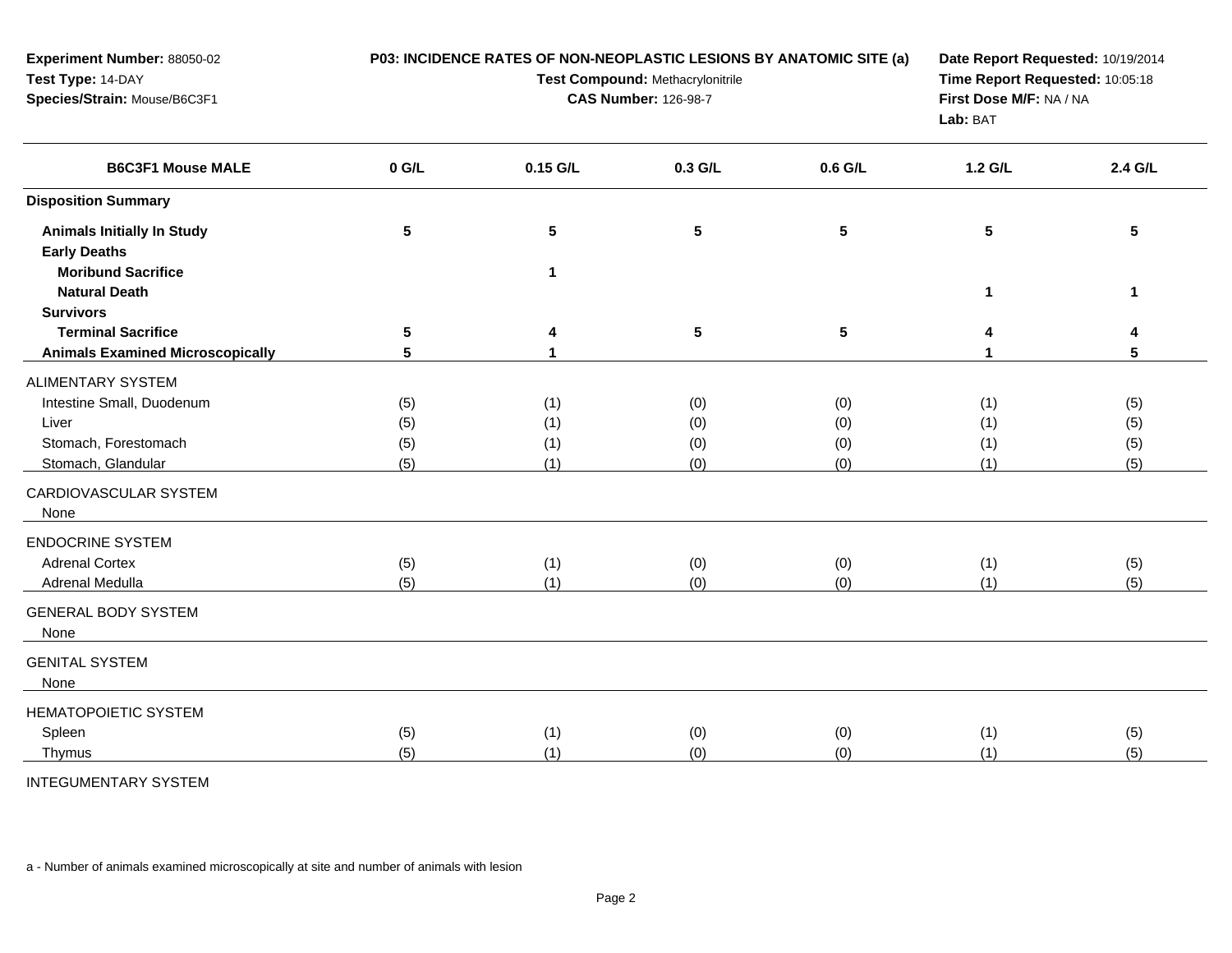**Experiment Number:** 88050-02
**Test Type:** 14-DAY
**Species/Strain:** Mouse/B6C3F1

**P03: INCIDENCE RATES OF NON-NEOPLASTIC LESIONS BY ANATOMIC SITE (a)**
**Test Compound:** Methacrylonitrile
**CAS Number:** 126-98-7

**Date Report Requested:** 10/19/2014
**Time Report Requested:** 10:05:18
**First Dose M/F:** NA / NA
**Lab:** BAT

| B6C3F1 Mouse MALE | 0 G/L | 0.15 G/L | 0.3 G/L | 0.6 G/L | 1.2 G/L | 2.4 G/L |
|---|---|---|---|---|---|---|
| **Disposition Summary** | | | | | | |
| **Animals Initially In Study** | **5** | **5** | **5** | **5** | **5** | **5** |
| **Early Deaths** | | | | | | |
| **Moribund Sacrifice** | | **1** | | | | |
| **Natural Death** | | | | | **1** | **1** |
| **Survivors** | | | | | | |
| **Terminal Sacrifice** | **5** | **4** | **5** | **5** | **4** | **4** |
| **Animals Examined Microscopically** | **5** | **1** | | | **1** | **5** |
| ALIMENTARY SYSTEM | | | | | | |
| Intestine Small, Duodenum | (5) | (1) | (0) | (0) | (1) | (5) |
| Liver | (5) | (1) | (0) | (0) | (1) | (5) |
| Stomach, Forestomach | (5) | (1) | (0) | (0) | (1) | (5) |
| Stomach, Glandular | (5) | (1) | (0) | (0) | (1) | (5) |
| CARDIOVASCULAR SYSTEM | | | | | | |
| None | | | | | | |
| ENDOCRINE SYSTEM | | | | | | |
| Adrenal Cortex | (5) | (1) | (0) | (0) | (1) | (5) |
| Adrenal Medulla | (5) | (1) | (0) | (0) | (1) | (5) |
| GENERAL BODY SYSTEM | | | | | | |
| None | | | | | | |
| GENITAL SYSTEM | | | | | | |
| None | | | | | | |
| HEMATOPOIETIC SYSTEM | | | | | | |
| Spleen | (5) | (1) | (0) | (0) | (1) | (5) |
| Thymus | (5) | (1) | (0) | (0) | (1) | (5) |
| INTEGUMENTARY SYSTEM | | | | | | |

a - Number of animals examined microscopically at site and number of animals with lesion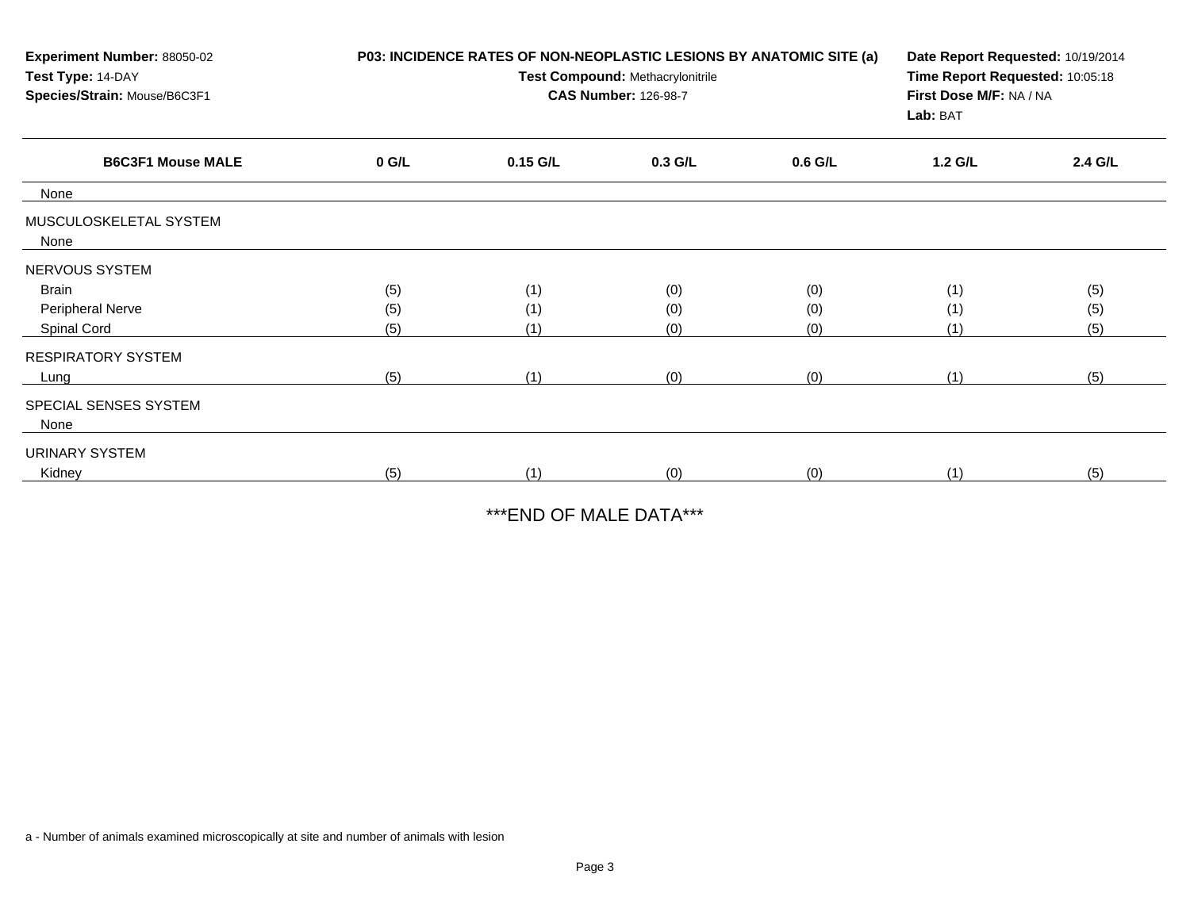**Experiment Number:** 88050-02
**Test Type:** 14-DAY
**Species/Strain:** Mouse/B6C3F1

**P03: INCIDENCE RATES OF NON-NEOPLASTIC LESIONS BY ANATOMIC SITE (a)**
**Test Compound:** Methacrylonitrile
**CAS Number:** 126-98-7

**Date Report Requested:** 10/19/2014
**Time Report Requested:** 10:05:18
**First Dose M/F:** NA / NA
**Lab:** BAT

| B6C3F1 Mouse MALE | 0 G/L | 0.15 G/L | 0.3 G/L | 0.6 G/L | 1.2 G/L | 2.4 G/L |
|---|---|---|---|---|---|---|
| None | | | | | | |
| MUSCULOSKELETAL SYSTEM | | | | | | |
| None | | | | | | |
| NERVOUS SYSTEM | | | | | | |
| Brain | (5) | (1) | (0) | (0) | (1) | (5) |
| Peripheral Nerve | (5) | (1) | (0) | (0) | (1) | (5) |
| Spinal Cord | (5) | (1) | (0) | (0) | (1) | (5) |
| RESPIRATORY SYSTEM | | | | | | |
| Lung | (5) | (1) | (0) | (0) | (1) | (5) |
| SPECIAL SENSES SYSTEM | | | | | | |
| None | | | | | | |
| URINARY SYSTEM | | | | | | |
| Kidney | (5) | (1) | (0) | (0) | (1) | (5) |

***END OF MALE DATA***

a - Number of animals examined microscopically at site and number of animals with lesion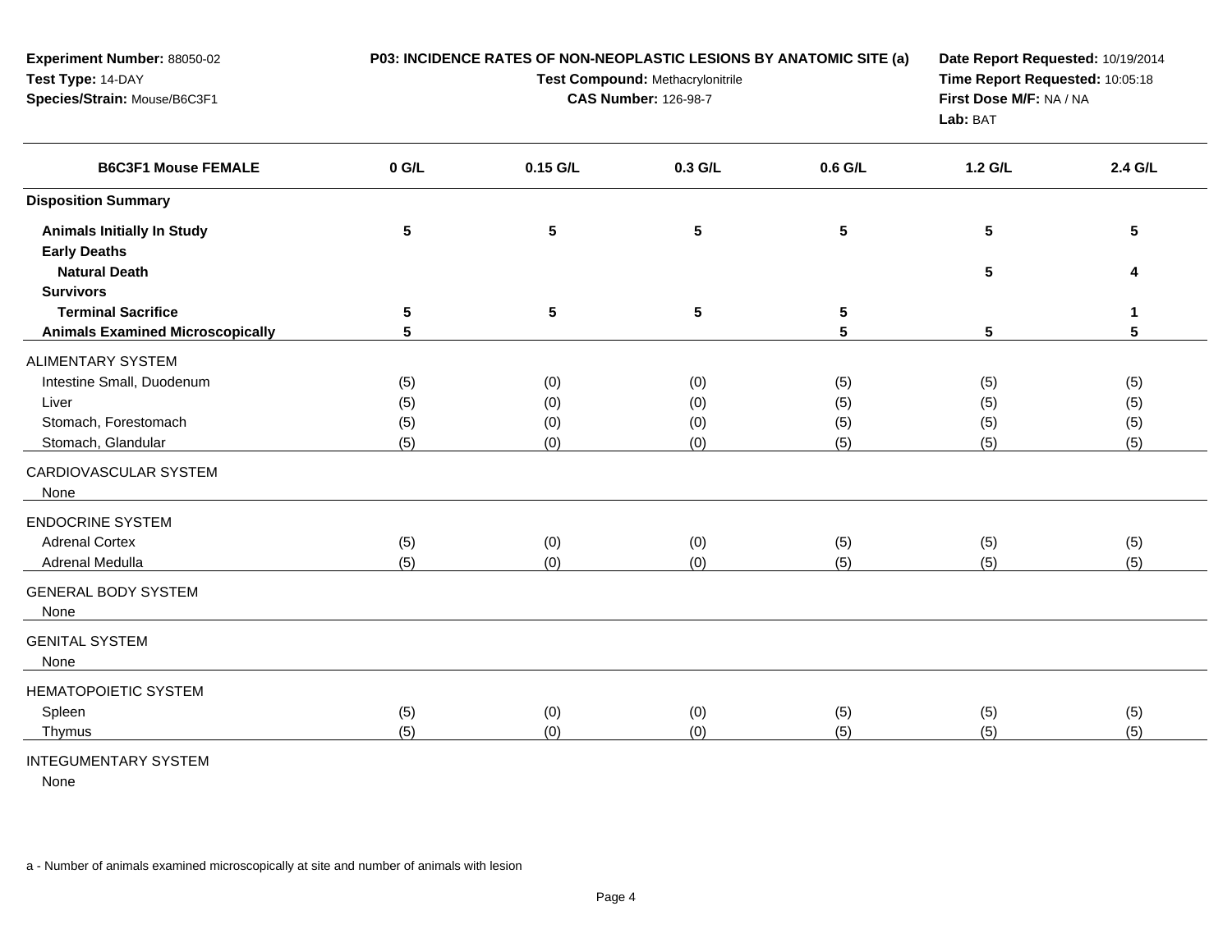**Experiment Number:** 88050-02
**Test Type:** 14-DAY
**Species/Strain:** Mouse/B6C3F1

**P03: INCIDENCE RATES OF NON-NEOPLASTIC LESIONS BY ANATOMIC SITE (a)**
**Test Compound:** Methacrylonitrile
**CAS Number:** 126-98-7

**Date Report Requested:** 10/19/2014
**Time Report Requested:** 10:05:18
**First Dose M/F:** NA / NA
**Lab:** BAT

| B6C3F1 Mouse FEMALE | 0 G/L | 0.15 G/L | 0.3 G/L | 0.6 G/L | 1.2 G/L | 2.4 G/L |
|---|---|---|---|---|---|---|
| **Disposition Summary** | | | | | | |
| **Animals Initially In Study** | 5 | 5 | 5 | 5 | 5 | 5 |
| **Early Deaths** | | | | | | |
| **Natural Death** | | | | | 5 | 4 |
| **Survivors** | | | | | | |
| **Terminal Sacrifice** | 5 | 5 | 5 | 5 | | 1 |
| **Animals Examined Microscopically** | 5 | | | 5 | 5 | 5 |
| ALIMENTARY SYSTEM | | | | | | |
| Intestine Small, Duodenum | (5) | (0) | (0) | (5) | (5) | (5) |
| Liver | (5) | (0) | (0) | (5) | (5) | (5) |
| Stomach, Forestomach | (5) | (0) | (0) | (5) | (5) | (5) |
| Stomach, Glandular | (5) | (0) | (0) | (5) | (5) | (5) |
| CARDIOVASCULAR SYSTEM | | | | | | |
| None | | | | | | |
| ENDOCRINE SYSTEM | | | | | | |
| Adrenal Cortex | (5) | (0) | (0) | (5) | (5) | (5) |
| Adrenal Medulla | (5) | (0) | (0) | (5) | (5) | (5) |
| GENERAL BODY SYSTEM | | | | | | |
| None | | | | | | |
| GENITAL SYSTEM | | | | | | |
| None | | | | | | |
| HEMATOPOIETIC SYSTEM | | | | | | |
| Spleen | (5) | (0) | (0) | (5) | (5) | (5) |
| Thymus | (5) | (0) | (0) | (5) | (5) | (5) |
| INTEGUMENTARY SYSTEM | | | | | | |
| None | | | | | | |

a - Number of animals examined microscopically at site and number of animals with lesion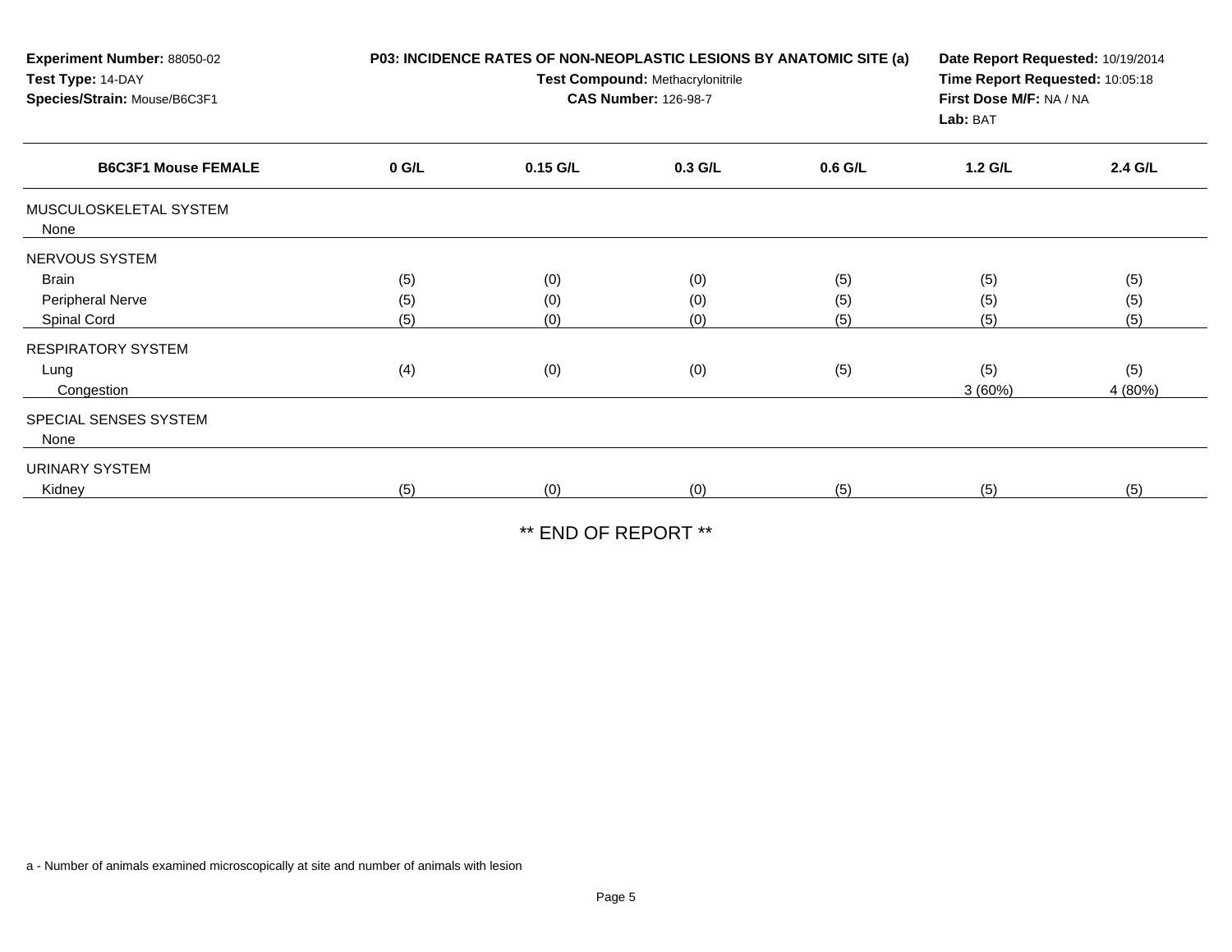**Experiment Number:** 88050-02
**Test Type:** 14-DAY
**Species/Strain:** Mouse/B6C3F1

**P03: INCIDENCE RATES OF NON-NEOPLASTIC LESIONS BY ANATOMIC SITE (a)**
**Test Compound:** Methacrylonitrile
**CAS Number:** 126-98-7

**Date Report Requested:** 10/19/2014
**Time Report Requested:** 10:05:18
**First Dose M/F:** NA / NA
**Lab:** BAT

| B6C3F1 Mouse FEMALE | 0 G/L | 0.15 G/L | 0.3 G/L | 0.6 G/L | 1.2 G/L | 2.4 G/L |
|---|---|---|---|---|---|---|
| MUSCULOSKELETAL SYSTEM | | | | | | |
| None | | | | | | |
| NERVOUS SYSTEM | | | | | | |
| Brain | (5) | (0) | (0) | (5) | (5) | (5) |
| Peripheral Nerve | (5) | (0) | (0) | (5) | (5) | (5) |
| Spinal Cord | (5) | (0) | (0) | (5) | (5) | (5) |
| RESPIRATORY SYSTEM | | | | | | |
| Lung | (4) | (0) | (0) | (5) | (5) | (5) |
| Congestion | | | | | 3 (60%) | 4 (80%) |
| SPECIAL SENSES SYSTEM | | | | | | |
| None | | | | | | |
| URINARY SYSTEM | | | | | | |
| Kidney | (5) | (0) | (0) | (5) | (5) | (5) |

** END OF REPORT **

a - Number of animals examined microscopically at site and number of animals with lesion